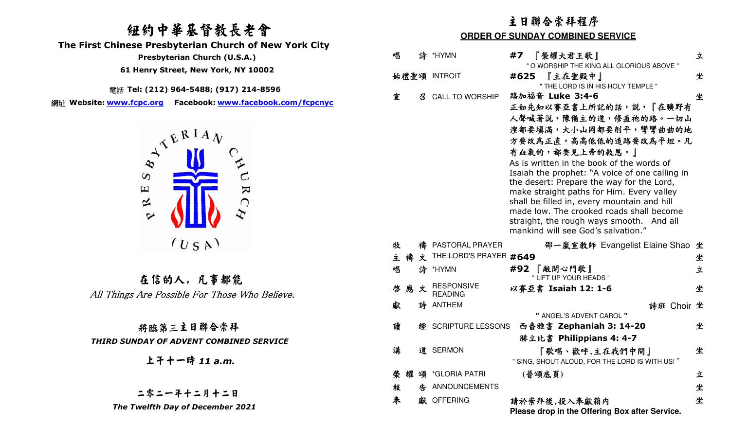# 紐約中華基督教長老會

**The First Chinese Presbyterian Church of New York City**

**Presbyterian Church (U.S.A.)**

**61 Henry Street, New York, NY 10002**

電話 **Tel: (212) 964-5488; (917) 214-8596**

網址 **Website: www.fcpc.org** **Facebook: www.facebook.com/fcpcnyc**

## 在信的人，凡事都能

*All Things Are Possible For Those Who Believe.*

## 將臨第三主日聯合崇拜

***THIRD SUNDAY OF ADVENT COMBINED SERVICE***

**上午十一時 11 a.m.**

**二零二一年十二月十二日**

***The Twelfth Day of December 2021***

## 主日聯合崇拜程序

**ORDER OF SUNDAY COMBINED SERVICE**

| | | | |
|---|---|---|---|
| 唱　詩 | *HYMN | **#7** 『榮耀大君王歌』 " O WORSHIP THE KING ALL GLORIOUS ABOVE " | 立 |
| 始禮聖頌 | INTROIT | **#625** 『主在聖殿中』 " THE LORD IS IN HIS HOLY TEMPLE " | 坐 |
| 宣　召 | CALL TO WORSHIP | 路加福音 **Luke 3:4-6** | 坐 |

正如先知以賽亞書上所記的話，說，『在曠野有人聲喊著說，豫備主的道，修直祂的路。一切山窪都要填滿，大小山岡都要削平，彎彎曲曲的地方要改為正直，高高低低的道路要改為平坦。凡有血氣的，都要見上帝的救恩。』

As is written in the book of the words of Isaiah the prophet: "A voice of one calling in the desert: Prepare the way for the Lord, make straight paths for Him. Every valley shall be filled in, every mountain and hill made low. The crooked roads shall become straight, the rough ways smooth. And all mankind will see God's salvation."

| | | | |
|---|---|---|---|
| 牧　禱 | PASTORAL PRAYER | 邵一嵐宣教師 Evangelist Elaine Shao | 坐 |
| 主禱文 | THE LORD'S PRAYER | **#649** | 坐 |
| 唱　詩 | *HYMN | **#92** 『敞開心門歌』 " LIFT UP YOUR HEADS " | 立 |
| 啓應文 | RESPONSIVE READING | 以賽亞書 **Isaiah 12: 1-6** | 坐 |
| 獻　詩 | ANTHEM | 詩班 Choir " ANGEL'S ADVENT CAROL " | 坐 |
| 讀　經 | SCRIPTURE LESSONS | 西番雅書 **Zephaniah 3: 14-20** 腓立比書 **Philippians 4: 4-7** | 坐 |
| 講　道 | SERMON | 『歌唱、歡呼,主在我們中間』 " SING, SHOUT ALOUD, FOR THE LORD IS WITH US! " | 坐 |
| 榮耀頌 | *GLORIA PATRI | (普頌底頁) | 立 |
| 報　告 | ANNOUNCEMENTS | | 坐 |
| 奉　獻 | OFFERING | 請於崇拜後,投入奉獻箱內 **Please drop in the Offering Box after Service.** | 坐 |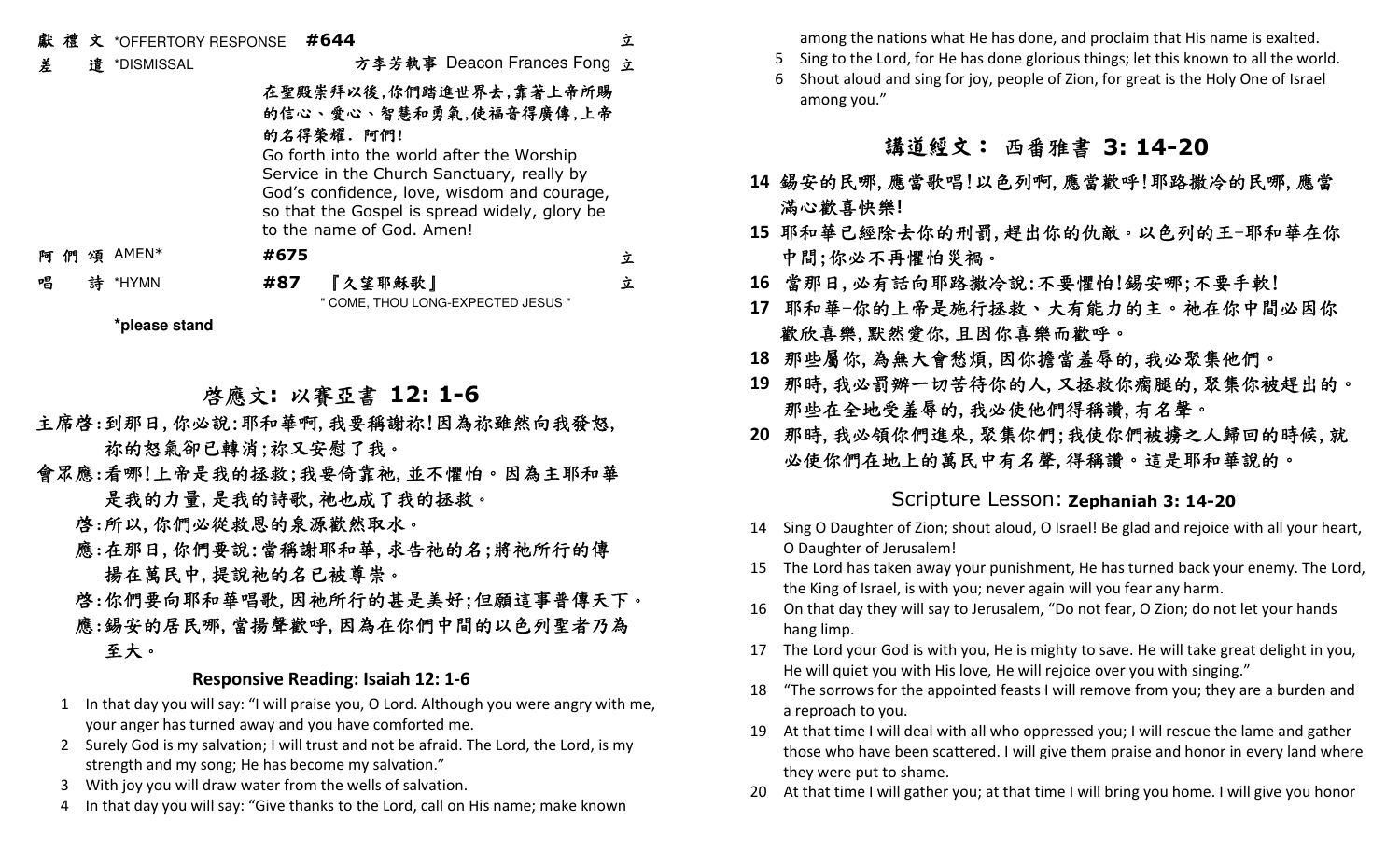| | | | |
|---|---|---|---|
| 獻 禮 文 | *OFFERTORY RESPONSE | **#644** | 立 |
| 差 遣 | *DISMISSAL | 方李芳執事 Deacon Frances Fong | 立 |

在聖殿崇拜以後,你們踏進世界去,靠著上帝所賜的信心、愛心、智慧和勇氣,使福音得廣傳,上帝的名得榮耀. 阿們!
Go forth into the world after the Worship Service in the Church Sanctuary, really by God's confidence, love, wisdom and courage, so that the Gospel is spread widely, glory be to the name of God. Amen!

| | | | |
|---|---|---|---|
| 阿 們 頌 | AMEN* | **#675** | 立 |
| 唱 詩 | *HYMN | **#87** 『久望耶穌歌』 " COME, THOU LONG-EXPECTED JESUS " | 立 |

***please stand**

## 啓應文: 以賽亞書 12: 1-6

主席啓:到那日,你必說:耶和華啊,我要稱謝祢!因為祢雖然向我發怒,祢的怒氣卻已轉消;祢又安慰了我。

會眾應:看哪!上帝是我的拯救;我要倚靠祂,並不懼怕。因為主耶和華是我的力量,是我的詩歌,祂也成了我的拯救。

啓:所以,你們必從救恩的泉源歡然取水。

應:在那日,你們要說:當稱謝耶和華,求告祂的名;將祂所行的傳揚在萬民中,提說祂的名已被尊崇。

啓:你們要向耶和華唱歌,因祂所行的甚是美好;但願這事普傳天下。

應:錫安的居民哪,當揚聲歡呼,因為在你們中間的以色列聖者乃為至大。

### Responsive Reading: Isaiah 12: 1-6

1 In that day you will say: "I will praise you, O Lord. Although you were angry with me, your anger has turned away and you have comforted me.
2 Surely God is my salvation; I will trust and not be afraid. The Lord, the Lord, is my strength and my song; He has become my salvation."
3 With joy you will draw water from the wells of salvation.
4 In that day you will say: "Give thanks to the Lord, call on His name; make known among the nations what He has done, and proclaim that His name is exalted.
5 Sing to the Lord, for He has done glorious things; let this known to all the world.
6 Shout aloud and sing for joy, people of Zion, for great is the Holy One of Israel among you."

## 講道經文: 西番雅書 3: 14-20

14 錫安的民哪,應當歌唱!以色列啊,應當歡呼!耶路撒冷的民哪,應當滿心歡喜快樂!
15 耶和華已經除去你的刑罰,趕出你的仇敵。以色列的王-耶和華在你中間;你必不再懼怕災禍。
16 當那日,必有話向耶路撒冷說:不要懼怕!錫安哪;不要手軟!
17 耶和華-你的上帝是施行拯救、大有能力的主。祂在你中間必因你歡欣喜樂,默然愛你,且因你喜樂而歡呼。
18 那些屬你,為無大會愁煩,因你擔當羞辱的,我必聚集他們。
19 那時,我必罰辦一切苦待你的人,又拯救你瘸腿的,聚集你被趕出的。那些在全地受羞辱的,我必使他們得稱讚,有名聲。
20 那時,我必領你們進來,聚集你們;我使你們被擄之人歸回的時候,就必使你們在地上的萬民中有名聲,得稱讚。這是耶和華說的。

## Scripture Lesson: **Zephaniah 3: 14-20**

14 Sing O Daughter of Zion; shout aloud, O Israel! Be glad and rejoice with all your heart, O Daughter of Jerusalem!
15 The Lord has taken away your punishment, He has turned back your enemy. The Lord, the King of Israel, is with you; never again will you fear any harm.
16 On that day they will say to Jerusalem, "Do not fear, O Zion; do not let your hands hang limp.
17 The Lord your God is with you, He is mighty to save. He will take great delight in you, He will quiet you with His love, He will rejoice over you with singing."
18 "The sorrows for the appointed feasts I will remove from you; they are a burden and a reproach to you.
19 At that time I will deal with all who oppressed you; I will rescue the lame and gather those who have been scattered. I will give them praise and honor in every land where they were put to shame.
20 At that time I will gather you; at that time I will bring you home. I will give you honor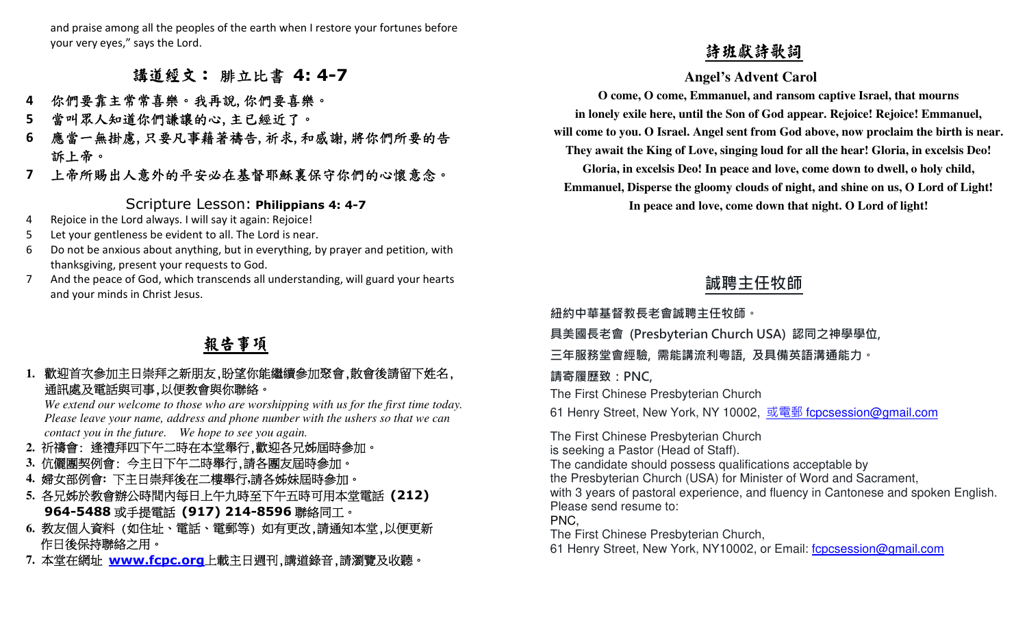and praise among all the peoples of the earth when I restore your fortunes before your very eyes," says the Lord.

## 講道經文： 腓立比書 4: 4-7

**4** 你們要靠主常常喜樂。我再說, 你們要喜樂。
**5** 當叫眾人知道你們謙讓的心, 主已經近了。
**6** 應當一無掛慮, 只要凡事藉著禱告, 祈求, 和感謝, 將你們所要的告訴上帝。
**7** 上帝所賜出人意外的平安必在基督耶穌裏保守你們的心懷意念。

## Scripture Lesson: Philippians 4: 4-7

4 Rejoice in the Lord always. I will say it again: Rejoice!
5 Let your gentleness be evident to all. The Lord is near.
6 Do not be anxious about anything, but in everything, by prayer and petition, with thanksgiving, present your requests to God.
7 And the peace of God, which transcends all understanding, will guard your hearts and your minds in Christ Jesus.

## 報告事項

1. 歡迎首次參加主日崇拜之新朋友,盼望你能繼續參加聚會,散會後請留下姓名,通訊處及電話與司事,以便教會與你聯絡。
   *We extend our welcome to those who are worshipping with us for the first time today. Please leave your name, address and phone number with the ushers so that we can contact you in the future. We hope to see you again.*
2. 祈禱會: 逢禮拜四下午二時在本堂舉行,歡迎各兄姊屆時參加。
3. 伉儷團契例會: 今主日下午二時舉行,請各團友屆時參加。
4. 婦女部例會: 下主日崇拜後在二樓舉行,請各姊妹屆時參加。
5. 各兄姊於教會辦公時間內每日上午九時至下午五時可用本堂電話 **(212) 964-5488** 或手提電話 **(917) 214-8596** 聯絡同工。
6. 教友個人資料 (如住址、電話、電郵等) 如有更改,請通知本堂,以便更新作日後保持聯絡之用。
7. 本堂在網址 **www.fcpc.org** 上載主日週刊,講道錄音,請瀏覽及收聽。

## 詩班獻詩歌詞

### Angel's Advent Carol

**O come, O come, Emmanuel, and ransom captive Israel, that mourns in lonely exile here, until the Son of God appear. Rejoice! Rejoice! Emmanuel, will come to you. O Israel. Angel sent from God above, now proclaim the birth is near. They await the King of Love, singing loud for all the hear! Gloria, in excelsis Deo! Gloria, in excelsis Deo! In peace and love, come down to dwell, o holy child, Emmanuel, Disperse the gloomy clouds of night, and shine on us, O Lord of Light! In peace and love, come down that night. O Lord of light!**

## 誠聘主任牧師

**紐約中華基督教長老會誠聘主任牧師。**

**具美國長老會 (Presbyterian Church USA) 認同之神學學位,**

**三年服務堂會經驗, 需能講流利粵語, 及具備英語溝通能力。**

**請寄履歷致：PNC,**

The First Chinese Presbyterian Church

61 Henry Street, New York, NY 10002, 或電郵 fcpcsession@gmail.com

The First Chinese Presbyterian Church
is seeking a Pastor (Head of Staff).
The candidate should possess qualifications acceptable by
the Presbyterian Church (USA) for Minister of Word and Sacrament,
with 3 years of pastoral experience, and fluency in Cantonese and spoken English.
Please send resume to:
PNC,
The First Chinese Presbyterian Church,
61 Henry Street, New York, NY10002, or Email: fcpcsession@gmail.com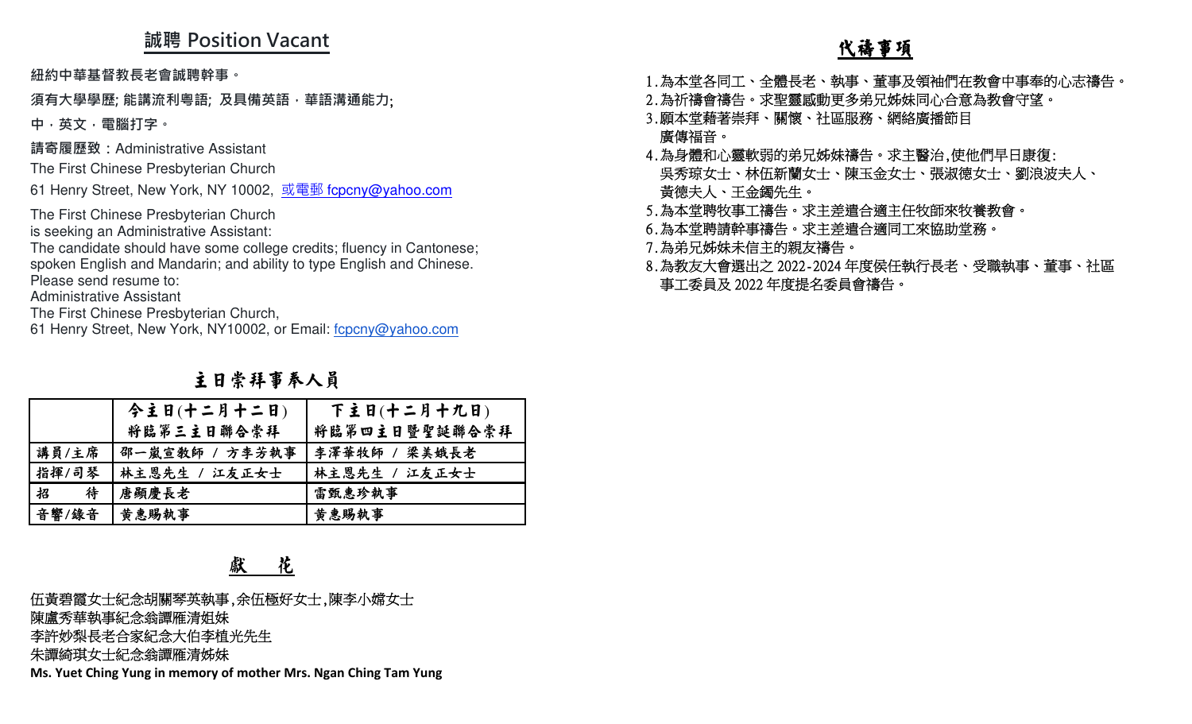## 誠聘 Position Vacant

紐約中華基督教長老會誠聘幹事。

須有大學學歷; 能講流利粵語; 及具備英語，華語溝通能力;

中，英文，電腦打字。

請寄履歷致：Administrative Assistant
The First Chinese Presbyterian Church
61 Henry Street, New York, NY 10002, 或電郵 fcpcny@yahoo.com

The First Chinese Presbyterian Church
is seeking an Administrative Assistant:
The candidate should have some college credits; fluency in Cantonese; spoken English and Mandarin; and ability to type English and Chinese.
Please send resume to:
Administrative Assistant
The First Chinese Presbyterian Church,
61 Henry Street, New York, NY10002, or Email: fcpcny@yahoo.com

## 主日崇拜事奉人員

| | 今主日(十二月十二日) 將臨第三主日聯合崇拜 | 下主日(十二月十九日) 將臨第四主日暨聖誕聯合崇拜 |
|---|---|---|
| 講員/主席 | 邵一嵐宣教師 / 方李芳執事 | 李澤華牧師 / 梁美娥長老 |
| 指揮/司琴 | 林主恩先生 / 江友正女士 | 林主恩先生 / 江友正女士 |
| 招　　待 | 唐顯慶長老 | 雷甄惠珍執事 |
| 音響/錄音 | 黃惠賜執事 | 黃惠賜執事 |

## 獻　花

伍黃碧霞女士紀念胡關琴英執事，余伍極好女士，陳李小嫦女士
陳盧秀華執事紀念翁譚雁清姐妹
李許妙梨長老合家紀念大伯李植光先生
朱譚綺琪女士紀念翁譚雁清姊妹
**Ms. Yuet Ching Yung in memory of mother Mrs. Ngan Ching Tam Yung**

## 代禱事項

1. 為本堂各同工、全體長老、執事、董事及領袖們在教會中事奉的心志禱告。
2. 為祈禱會禱告。求聖靈感動更多弟兄姊妹同心合意為教會守望。
3. 願本堂藉著崇拜、關懷、社區服務、網絡廣播節目廣傳福音。
4. 為身體和心靈軟弱的弟兄姊妹禱告。求主醫治，使他們早日康復: 吳秀琼女士、林伍新蘭女士、陳玉金女士、張淑德女士、劉浪波夫人、黃德夫人、王金鐲先生。
5. 為本堂聘牧事工禱告。求主差遣合適主任牧師來牧養教會。
6. 為本堂聘請幹事禱告。求主差遣合適同工來協助堂務。
7. 為弟兄姊妹未信主的親友禱告。
8. 為教友大會選出之 2022-2024 年度侯任執行長老、受職執事、董事、社區事工委員及 2022 年度提名委員會禱告。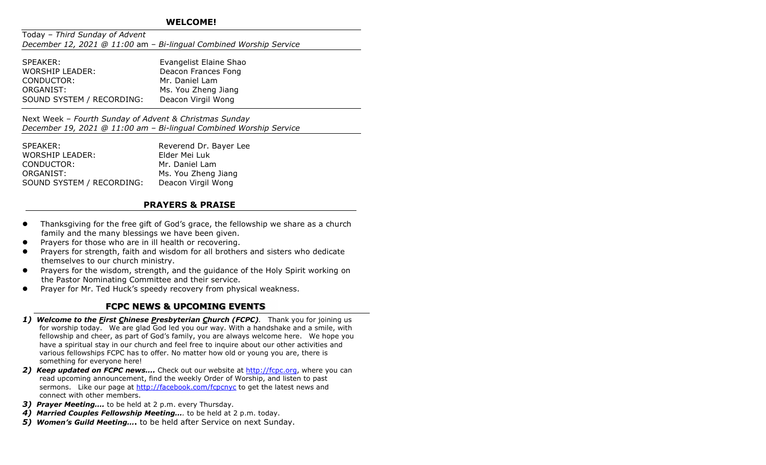## WELCOME!

Today – *Third Sunday of Advent*
*December 12, 2021 @ 11:00* am – *Bi-lingual Combined Worship Service*

| | |
|---|---|
| SPEAKER: | Evangelist Elaine Shao |
| WORSHIP LEADER: | Deacon Frances Fong |
| CONDUCTOR: | Mr. Daniel Lam |
| ORGANIST: | Ms. You Zheng Jiang |
| SOUND SYSTEM / RECORDING: | Deacon Virgil Wong |

Next Week – *Fourth Sunday of Advent & Christmas Sunday*
*December 19, 2021 @ 11:00 am – Bi-lingual Combined Worship Service*

| | |
|---|---|
| SPEAKER: | Reverend Dr. Bayer Lee |
| WORSHIP LEADER: | Elder Mei Luk |
| CONDUCTOR: | Mr. Daniel Lam |
| ORGANIST: | Ms. You Zheng Jiang |
| SOUND SYSTEM / RECORDING: | Deacon Virgil Wong |

## PRAYERS & PRAISE

- Thanksgiving for the free gift of God's grace, the fellowship we share as a church family and the many blessings we have been given.
- Prayers for those who are in ill health or recovering.
- Prayers for strength, faith and wisdom for all brothers and sisters who dedicate themselves to our church ministry.
- Prayers for the wisdom, strength, and the guidance of the Holy Spirit working on the Pastor Nominating Committee and their service.
- Prayer for Mr. Ted Huck's speedy recovery from physical weakness.

## FCPC NEWS & UPCOMING EVENTS

1) ***Welcome to the First Chinese Presbyterian Church (FCPC)***. Thank you for joining us for worship today. We are glad God led you our way. With a handshake and a smile, with fellowship and cheer, as part of God's family, you are always welcome here. We hope you have a spiritual stay in our church and feel free to inquire about our other activities and various fellowships FCPC has to offer. No matter how old or young you are, there is something for everyone here!
2) ***Keep updated on FCPC news….*** Check out our website at http://fcpc.org, where you can read upcoming announcement, find the weekly Order of Worship, and listen to past sermons. Like our page at http://facebook.com/fcpcnyc to get the latest news and connect with other members.
3) ***Prayer Meeting….*** to be held at 2 p.m. every Thursday.
4) ***Married Couples Fellowship Meeting…***. to be held at 2 p.m. today.
5) ***Women's Guild Meeting….*** to be held after Service on next Sunday.